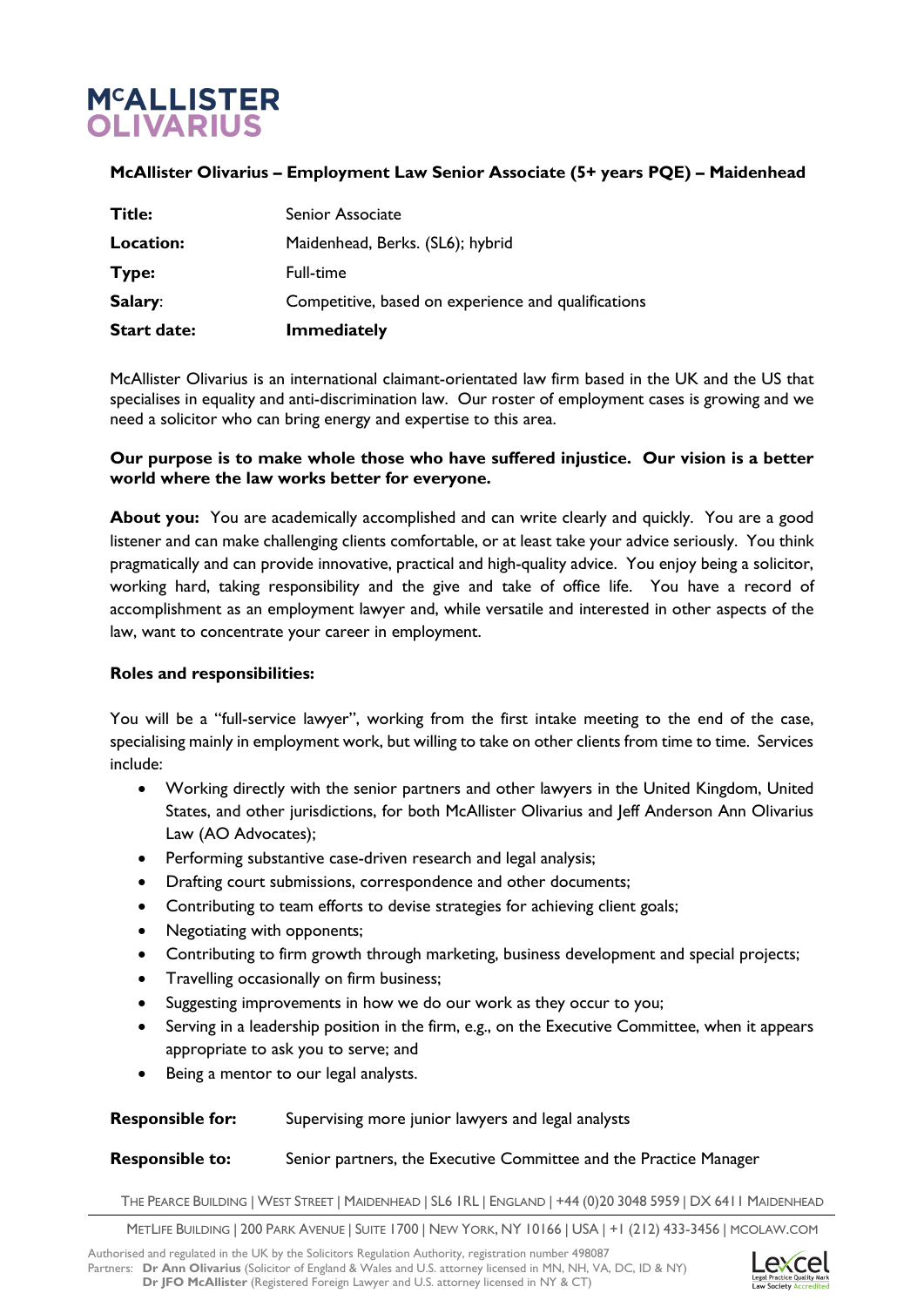# McALLISTER OLIVARIUS

**McAllister Olivarius – Employment Law Senior Associate (5+ years PQE) – Maidenhead**

| | |
|---|---|
| **Title:** | Senior Associate |
| **Location:** | Maidenhead, Berks. (SL6); hybrid |
| **Type:** | Full-time |
| **Salary**: | Competitive, based on experience and qualifications |
| **Start date:** | **Immediately** |

McAllister Olivarius is an international claimant-orientated law firm based in the UK and the US that specialises in equality and anti-discrimination law. Our roster of employment cases is growing and we need a solicitor who can bring energy and expertise to this area.

**Our purpose is to make whole those who have suffered injustice. Our vision is a better world where the law works better for everyone.**

**About you:** You are academically accomplished and can write clearly and quickly. You are a good listener and can make challenging clients comfortable, or at least take your advice seriously. You think pragmatically and can provide innovative, practical and high-quality advice. You enjoy being a solicitor, working hard, taking responsibility and the give and take of office life. You have a record of accomplishment as an employment lawyer and, while versatile and interested in other aspects of the law, want to concentrate your career in employment.

**Roles and responsibilities:**

You will be a "full-service lawyer", working from the first intake meeting to the end of the case, specialising mainly in employment work, but willing to take on other clients from time to time. Services include:

- Working directly with the senior partners and other lawyers in the United Kingdom, United States, and other jurisdictions, for both McAllister Olivarius and Jeff Anderson Ann Olivarius Law (AO Advocates);
- Performing substantive case-driven research and legal analysis;
- Drafting court submissions, correspondence and other documents;
- Contributing to team efforts to devise strategies for achieving client goals;
- Negotiating with opponents;
- Contributing to firm growth through marketing, business development and special projects;
- Travelling occasionally on firm business;
- Suggesting improvements in how we do our work as they occur to you;
- Serving in a leadership position in the firm, e.g., on the Executive Committee, when it appears appropriate to ask you to serve; and
- Being a mentor to our legal analysts.

**Responsible for:** Supervising more junior lawyers and legal analysts

**Responsible to:** Senior partners, the Executive Committee and the Practice Manager

THE PEARCE BUILDING | WEST STREET | MAIDENHEAD | SL6 1RL | ENGLAND | +44 (0)20 3048 5959 | DX 6411 MAIDENHEAD

METLIFE BUILDING | 200 PARK AVENUE | SUITE 1700 | NEW YORK, NY 10166 | USA | +1 (212) 433-3456 | MCOLAW.COM

Authorised and regulated in the UK by the Solicitors Regulation Authority, registration number 498087
Partners: **Dr Ann Olivarius** (Solicitor of England & Wales and U.S. attorney licensed in MN, NH, VA, DC, ID & NY)
**Dr JFO McAllister** (Registered Foreign Lawyer and U.S. attorney licensed in NY & CT)

Lexcel Legal Practice Quality Mark Law Society Accredited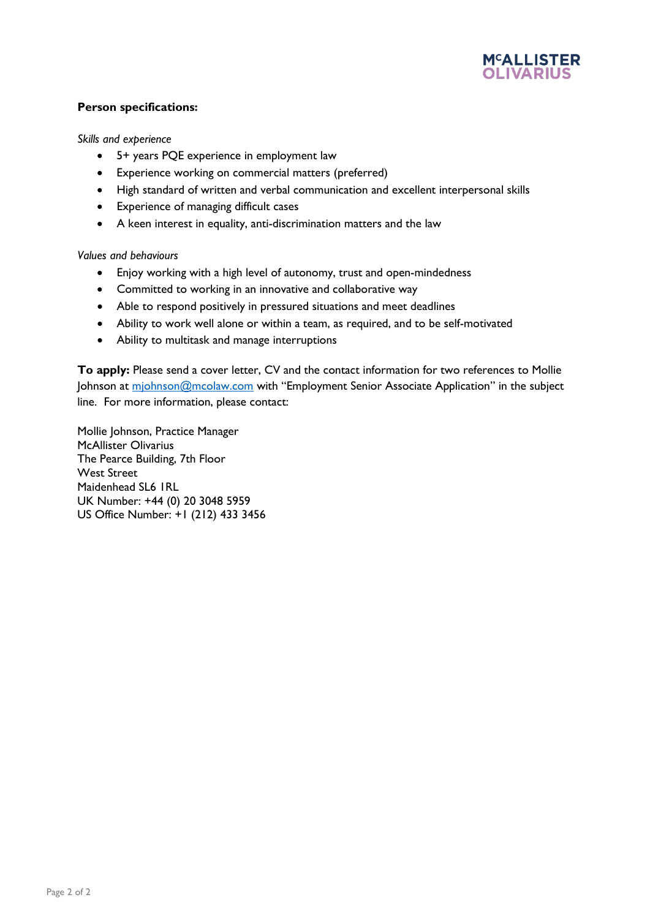**Person specifications:**

*Skills and experience*

- 5+ years PQE experience in employment law
- Experience working on commercial matters (preferred)
- High standard of written and verbal communication and excellent interpersonal skills
- Experience of managing difficult cases
- A keen interest in equality, anti-discrimination matters and the law

*Values and behaviours*

- Enjoy working with a high level of autonomy, trust and open-mindedness
- Committed to working in an innovative and collaborative way
- Able to respond positively in pressured situations and meet deadlines
- Ability to work well alone or within a team, as required, and to be self-motivated
- Ability to multitask and manage interruptions

**To apply:** Please send a cover letter, CV and the contact information for two references to Mollie Johnson at mjohnson@mcolaw.com with "Employment Senior Associate Application" in the subject line. For more information, please contact:

Mollie Johnson, Practice Manager
McAllister Olivarius
The Pearce Building, 7th Floor
West Street
Maidenhead SL6 1RL
UK Number: +44 (0) 20 3048 5959
US Office Number: +1 (212) 433 3456